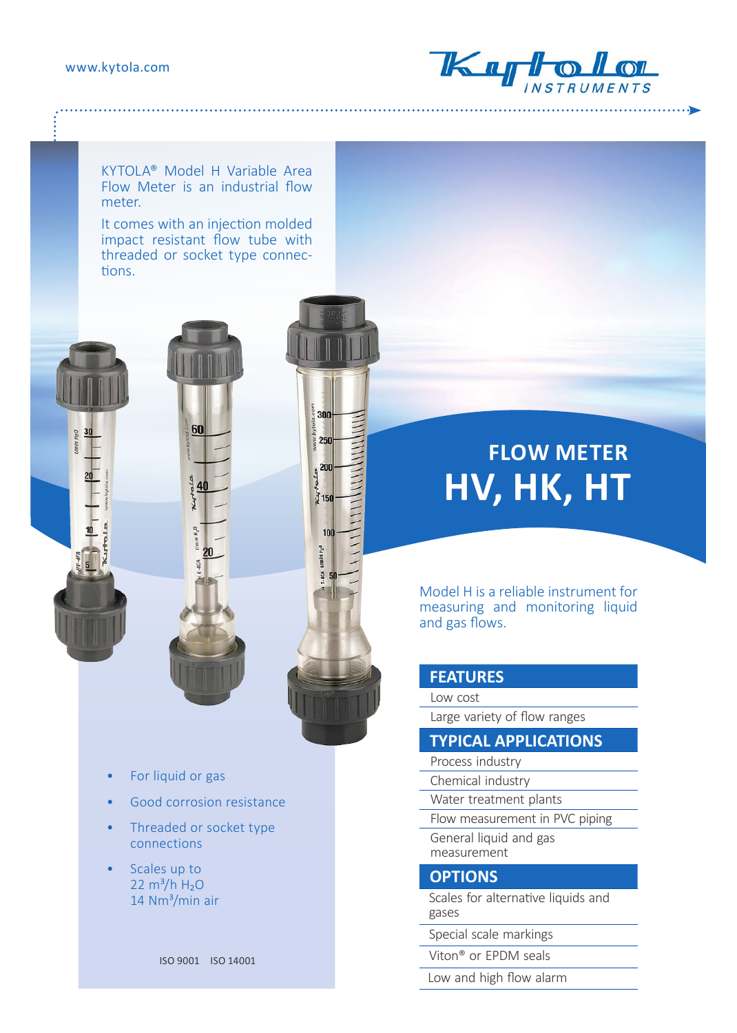# FLOW METER
# HV, HK, HT

KYTOLA® Model H Variable Area Flow Meter is an industrial flow meter.

It comes with an injection molded impact resistant flow tube with threaded or socket type connections.

- For liquid or gas
- Good corrosion resistance
- Threaded or socket type connections
- Scales up to 22 $m^3/h$ $H_2O$ 14 $Nm^3/min$ air

ISO 9001 ISO 14001

Model H is a reliable instrument for measuring and monitoring liquid and gas flows.

## FEATURES

- Low cost
- Large variety of flow ranges

## TYPICAL APPLICATIONS

- Process industry
- Chemical industry
- Water treatment plants
- Flow measurement in PVC piping
- General liquid and gas measurement

## OPTIONS

- Scales for alternative liquids and gases
- Special scale markings
- Viton® or EPDM seals
- Low and high flow alarm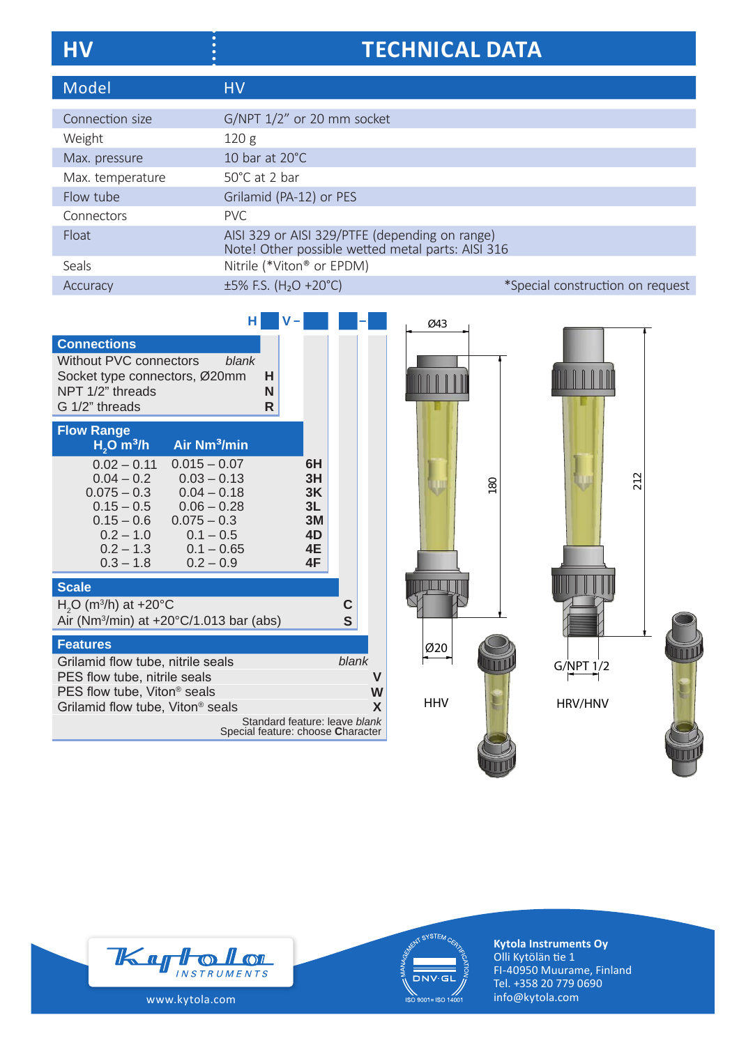# HV TECHNICAL DATA

| Model | HV |
|---|---|
| Connection size | G/NPT 1/2" or 20 mm socket |
| Weight | 120 g |
| Max. pressure | 10 bar at 20°C |
| Max. temperature | 50°C at 2 bar |
| Flow tube | Grilamid (PA-12) or PES |
| Connectors | PVC |
| Float | AISI 329 or AISI 329/PTFE (depending on range)<br>Note! Other possible wetted metal parts: AISI 316 |
| Seals | Nitrile (*Viton® or EPDM) |
| Accuracy | ±5% F.S. ($H_2O$ +20°C) *Special construction on request |

**H _ V – _ _ – _**

### Connections

| | |
|---|---|
| Without PVC connectors | *blank* |
| Socket type connectors, Ø20mm | H |
| NPT 1/2" threads | N |
| G 1/2" threads | R |

### Flow Range

| $H_2O$ m³/h | Air Nm³/min | |
|---|---|---|
| 0.02 – 0.11 | 0.015 – 0.07 | 6H |
| 0.04 – 0.2 | 0.03 – 0.13 | 3H |
| 0.075 – 0.3 | 0.04 – 0.18 | 3K |
| 0.15 – 0.5 | 0.06 – 0.28 | 3L |
| 0.15 – 0.6 | 0.075 – 0.3 | 3M |
| 0.2 – 1.0 | 0.1 – 0.5 | 4D |
| 0.2 – 1.3 | 0.1 – 0.65 | 4E |
| 0.3 – 1.8 | 0.2 – 0.9 | 4F |

### Scale

| | |
|---|---|
| $H_2O$ (m³/h) at +20°C | C |
| Air (Nm³/min) at +20°C/1.013 bar (abs) | S |

### Features

| | |
|---|---|
| Grilamid flow tube, nitrile seals | *blank* |
| PES flow tube, nitrile seals | V |
| PES flow tube, Viton® seals | W |
| Grilamid flow tube, Viton® seals | X |

Standard feature: leave *blank*
Special feature: choose **C**haracter

Ø43, 180, Ø20 — HHV

212, G/NPT 1/2 — HRV/HNV

www.kytola.com

ISO 9001 ISO 14001

**Kytola Instruments Oy**
Olli Kytölän tie 1
FI-40950 Muurame, Finland
Tel. +358 20 779 0690
info@kytola.com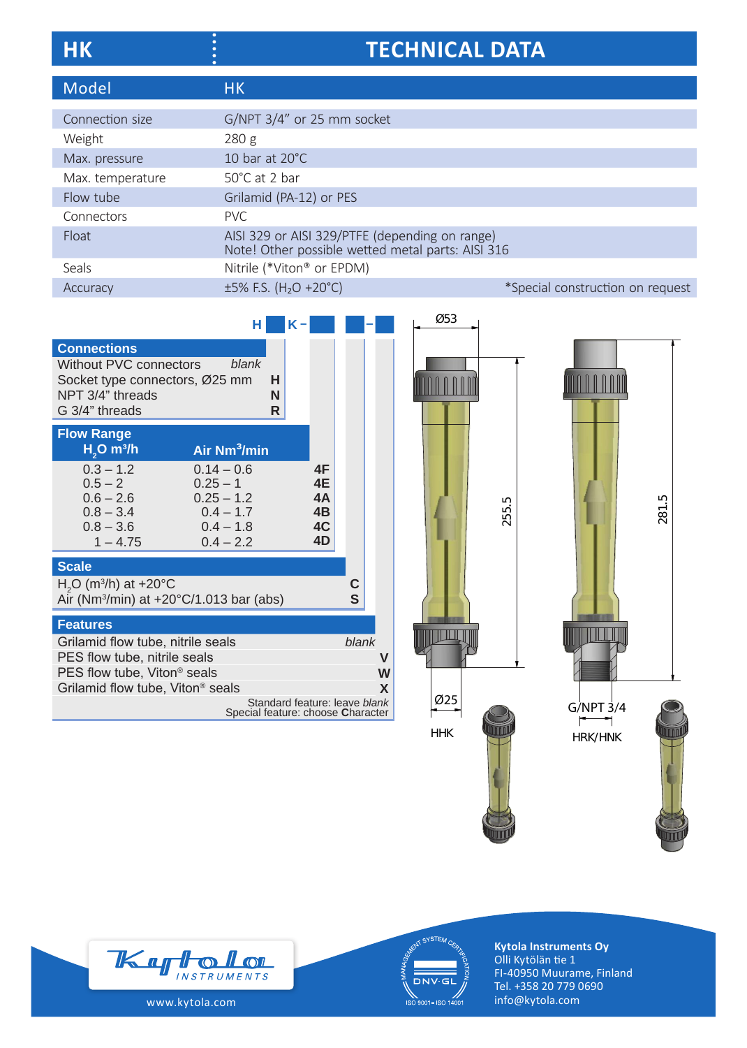# HK — TECHNICAL DATA

| Model | HK |
|---|---|
| Connection size | G/NPT 3/4" or 25 mm socket |
| Weight | 280 g |
| Max. pressure | 10 bar at 20°C |
| Max. temperature | 50°C at 2 bar |
| Flow tube | Grilamid (PA-12) or PES |
| Connectors | PVC |
| Float | AISI 329 or AISI 329/PTFE (depending on range)<br>Note! Other possible wetted metal parts: AISI 316 |
| Seals | Nitrile (*Viton® or EPDM) |
| Accuracy | ±5% F.S. ($H_2O$ +20°C) *Special construction on request |

**H ■ K – ■ ■ – ■**

### Connections

| | |
|---|---|
| Without PVC connectors | blank |
| Socket type connectors, Ø25 mm | H |
| NPT 3/4" threads | N |
| G 3/4" threads | R |

### Flow Range

| $H_2O$ m³/h | Air Nm³/min | |
|---|---|---|
| 0.3 – 1.2 | 0.14 – 0.6 | 4F |
| 0.5 – 2 | 0.25 – 1 | 4E |
| 0.6 – 2.6 | 0.25 – 1.2 | 4A |
| 0.8 – 3.4 | 0.4 – 1.7 | 4B |
| 0.8 – 3.6 | 0.4 – 1.8 | 4C |
| 1 – 4.75 | 0.4 – 2.2 | 4D |

### Scale

| | |
|---|---|
| $H_2O$ (m³/h) at +20°C | C |
| Air (Nm³/min) at +20°C/1.013 bar (abs) | S |

### Features

| | |
|---|---|
| Grilamid flow tube, nitrile seals | blank |
| PES flow tube, nitrile seals | V |
| PES flow tube, Viton® seals | W |
| Grilamid flow tube, Viton® seals | X |

Standard feature: leave *blank*
Special feature: choose **C**haracter

Ø53 — 255.5 — Ø25 — HHK

281.5 — G/NPT 3/4 — HRK/HNK

www.kytola.com

**Kytola Instruments Oy**
Olli Kytölän tie 1
FI-40950 Muurame, Finland
Tel. +358 20 779 0690
info@kytola.com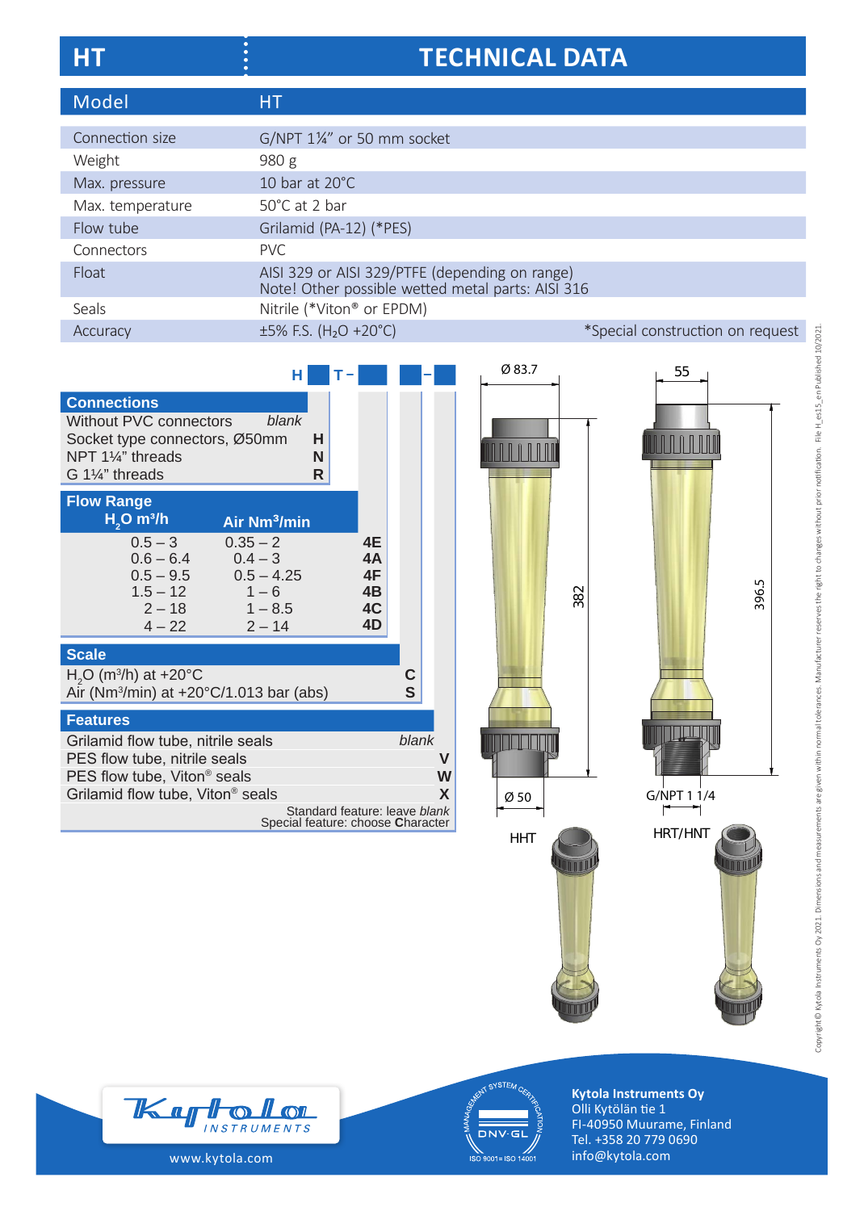# HT TECHNICAL DATA

| Model | HT |
|---|---|
| Connection size | G/NPT 1¼" or 50 mm socket |
| Weight | 980 g |
| Max. pressure | 10 bar at 20°C |
| Max. temperature | 50°C at 2 bar |
| Flow tube | Grilamid (PA-12) (*PES) |
| Connectors | PVC |
| Float | AISI 329 or AISI 329/PTFE (depending on range) Note! Other possible wetted metal parts: AISI 316 |
| Seals | Nitrile (*Viton® or EPDM) |
| Accuracy | ±5% F.S. ($H_2O$ +20°C) |

*Special construction on request

H ■ T – ■ ■ – ■

## Connections

| | |
|---|---|
| Without PVC connectors | *blank* |
| Socket type connectors, Ø50mm | H |
| NPT 1¼" threads | N |
| G 1¼" threads | R |

## Flow Range

| $H_2O$ m³/h | Air Nm³/min | |
|---|---|---|
| 0.5 – 3 | 0.35 – 2 | 4E |
| 0.6 – 6.4 | 0.4 – 3 | 4A |
| 0.5 – 9.5 | 0.5 – 4.25 | 4F |
| 1.5 – 12 | 1 – 6 | 4B |
| 2 – 18 | 1 – 8.5 | 4C |
| 4 – 22 | 2 – 14 | 4D |

## Scale

| | |
|---|---|
| $H_2O$ (m³/h) at +20°C | C |
| Air (Nm³/min) at +20°C/1.013 bar (abs) | S |

## Features

| | |
|---|---|
| Grilamid flow tube, nitrile seals | *blank* |
| PES flow tube, nitrile seals | V |
| PES flow tube, Viton® seals | W |
| Grilamid flow tube, Viton® seals | X |

Standard feature: leave *blank*
Special feature: choose **C**haracter

Ø 83.7
382
Ø 50
55
396.5
G/NPT 1 1/4

HHT

HRT/HNT

Kytola INSTRUMENTS

www.kytola.com

MANAGEMENT SYSTEM CERTIFICATION DNV·GL ISO 9001 = ISO 14001

**Kytola Instruments Oy**
Olli Kytölän tie 1
FI-40950 Muurame, Finland
Tel. +358 20 779 0690
info@kytola.com

Copyright © Kytola Instruments Oy 2021. Dimensions and measurements are given within normal tolerances. Manufacturer reserves the right to changes without prior notification. File H_es15_en Published 10/2021.